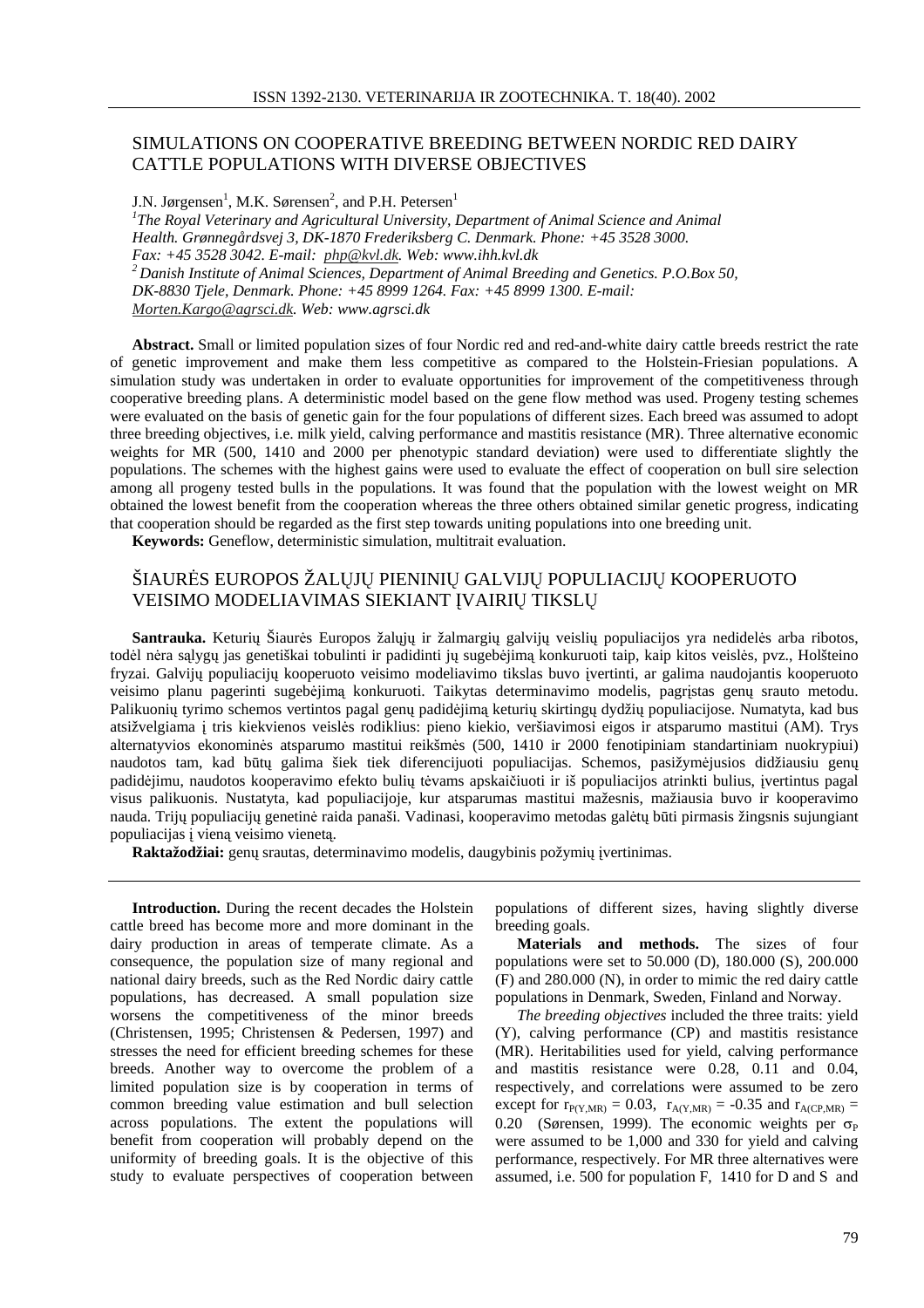# SIMULATIONS ON COOPERATIVE BREEDING BETWEEN NORDIC RED DAIRY CATTLE POPULATIONS WITH DIVERSE OBJECTIVES

J.N. Jørgensen[1], M.K. Sørensen[2], and P.H. Petersen[1]

[1]*The Royal Veterinary and Agricultural University, Department of Animal Science and Animal Health. Grønnegårdsvej 3, DK-1870 Frederiksberg C. Denmark. Phone: +45 3528 3000. Fax: +45 3528 3042. E-mail: php@kvl.dk. Web: www.ihh.kvl.dk*

[2]*Danish Institute of Animal Sciences, Department of Animal Breeding and Genetics. P.O.Box 50, DK-8830 Tjele, Denmark. Phone: +45 8999 1264. Fax: +45 8999 1300. E-mail: Morten.Kargo@agrsci.dk. Web: www.agrsci.dk*

**Abstract.** Small or limited population sizes of four Nordic red and red-and-white dairy cattle breeds restrict the rate of genetic improvement and make them less competitive as compared to the Holstein-Friesian populations. A simulation study was undertaken in order to evaluate opportunities for improvement of the competitiveness through cooperative breeding plans. A deterministic model based on the gene flow method was used. Progeny testing schemes were evaluated on the basis of genetic gain for the four populations of different sizes. Each breed was assumed to adopt three breeding objectives, i.e. milk yield, calving performance and mastitis resistance (MR). Three alternative economic weights for MR (500, 1410 and 2000 per phenotypic standard deviation) were used to differentiate slightly the populations. The schemes with the highest gains were used to evaluate the effect of cooperation on bull sire selection among all progeny tested bulls in the populations. It was found that the population with the lowest weight on MR obtained the lowest benefit from the cooperation whereas the three others obtained similar genetic progress, indicating that cooperation should be regarded as the first step towards uniting populations into one breeding unit.

**Keywords:** Geneflow, deterministic simulation, multitrait evaluation.

# ŠIAURĖS EUROPOS ŽALŲJŲ PIENINIŲ GALVIJŲ POPULIACIJŲ KOOPERUOTO VEISIMO MODELIAVIMAS SIEKIANT ĮVAIRIŲ TIKSLŲ

**Santrauka.** Keturių Šiaurės Europos žalųjų ir žalmargių galvijų veislių populiacijos yra nedidelės arba ribotos, todėl nėra sąlygų jas genetiškai tobulinti ir padidinti jų sugebėjimą konkuruoti taip, kaip kitos veislės, pvz., Holšteino fryzai. Galvijų populiacijų kooperuoto veisimo modeliavimo tikslas buvo įvertinti, ar galima naudojantis kooperuoto veisimo planu pagerinti sugebėjimą konkuruoti. Taikytas determinavimo modelis, pagrįstas genų srauto metodu. Palikuonių tyrimo schemos vertintos pagal genų padidėjimą keturių skirtingų dydžių populiacijose. Numatyta, kad bus atsižvelgiama į tris kiekvienos veislės rodiklius: pieno kiekio, veršiavimosi eigos ir atsparumo mastitui (AM). Trys alternatyvios ekonominės atsparumo mastitui reikšmės (500, 1410 ir 2000 fenotipiniam standartiniam nuokrypiui) naudotos tam, kad būtų galima šiek tiek diferencijuoti populiacijas. Schemos, pasižymėjusios didžiausiu genų padidėjimu, naudotos kooperavimo efekto bulių tėvams apskaičiuoti ir iš populiacijos atrinkti bulius, įvertintus pagal visus palikuonis. Nustatyta, kad populiacijoje, kur atsparumas mastitui mažesnis, mažiausia buvo ir kooperavimo nauda. Trijų populiacijų genetinė raida panaši. Vadinasi, kooperavimo metodas galėtų būti pirmasis žingsnis sujungiant populiacijas į vieną veisimo vienetą.

**Raktažodžiai:** genų srautas, determinavimo modelis, daugybinis požymių įvertinimas.

**Introduction.** During the recent decades the Holstein cattle breed has become more and more dominant in the dairy production in areas of temperate climate. As a consequence, the population size of many regional and national dairy breeds, such as the Red Nordic dairy cattle populations, has decreased. A small population size worsens the competitiveness of the minor breeds (Christensen, 1995; Christensen & Pedersen, 1997) and stresses the need for efficient breeding schemes for these breeds. Another way to overcome the problem of a limited population size is by cooperation in terms of common breeding value estimation and bull selection across populations. The extent the populations will benefit from cooperation will probably depend on the uniformity of breeding goals. It is the objective of this study to evaluate perspectives of cooperation between populations of different sizes, having slightly diverse breeding goals.

**Materials and methods.** The sizes of four populations were set to 50.000 (D), 180.000 (S), 200.000 (F) and 280.000 (N), in order to mimic the red dairy cattle populations in Denmark, Sweden, Finland and Norway.

*The breeding objectives* included the three traits: yield (Y), calving performance (CP) and mastitis resistance (MR). Heritabilities used for yield, calving performance and mastitis resistance were 0.28, 0.11 and 0.04, respectively, and correlations were assumed to be zero except for $r_{P(Y,MR)} = 0.03$, $r_{A(Y,MR)} = -0.35$ and $r_{A(CP,MR)} = 0.20$ (Sørensen, 1999). The economic weights per $\sigma_P$ were assumed to be 1,000 and 330 for yield and calving performance, respectively. For MR three alternatives were assumed, i.e. 500 for population F, 1410 for D and S and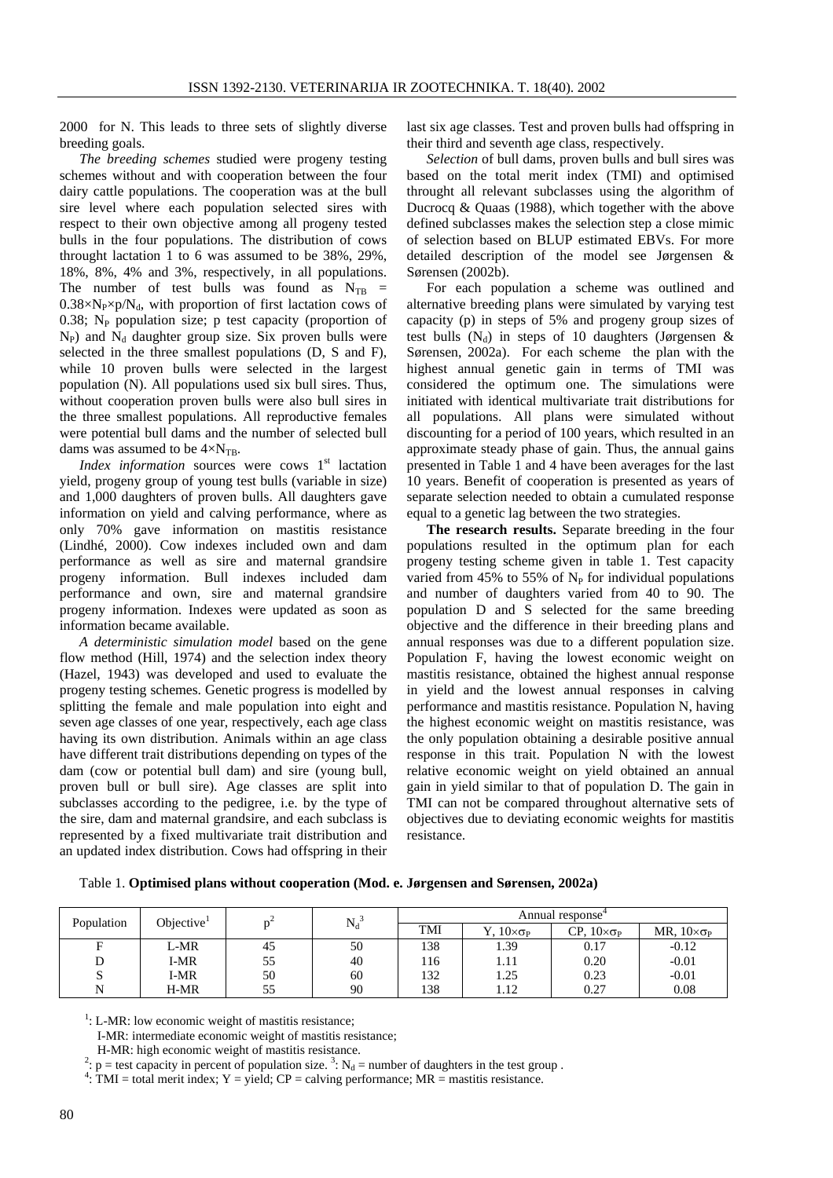2000 for N. This leads to three sets of slightly diverse breeding goals.

*The breeding schemes* studied were progeny testing schemes without and with cooperation between the four dairy cattle populations. The cooperation was at the bull sire level where each population selected sires with respect to their own objective among all progeny tested bulls in the four populations. The distribution of cows throught lactation 1 to 6 was assumed to be 38%, 29%, 18%, 8%, 4% and 3%, respectively, in all populations. The number of test bulls was found as $N_{TB} = 0.38 \times N_P \times p / N_d$, with proportion of first lactation cows of 0.38; $N_P$ population size; p test capacity (proportion of $N_P$) and $N_d$ daughter group size. Six proven bulls were selected in the three smallest populations (D, S and F), while 10 proven bulls were selected in the largest population (N). All populations used six bull sires. Thus, without cooperation proven bulls were also bull sires in the three smallest populations. All reproductive females were potential bull dams and the number of selected bull dams was assumed to be $4 \times N_{TB}$.

*Index information* sources were cows 1st lactation yield, progeny group of young test bulls (variable in size) and 1,000 daughters of proven bulls. All daughters gave information on yield and calving performance, where as only 70% gave information on mastitis resistance (Lindhé, 2000). Cow indexes included own and dam performance as well as sire and maternal grandsire progeny information. Bull indexes included dam performance and own, sire and maternal grandsire progeny information. Indexes were updated as soon as information became available.

*A deterministic simulation model* based on the gene flow method (Hill, 1974) and the selection index theory (Hazel, 1943) was developed and used to evaluate the progeny testing schemes. Genetic progress is modelled by splitting the female and male population into eight and seven age classes of one year, respectively, each age class having its own distribution. Animals within an age class have different trait distributions depending on types of the dam (cow or potential bull dam) and sire (young bull, proven bull or bull sire). Age classes are split into subclasses according to the pedigree, i.e. by the type of the sire, dam and maternal grandsire, and each subclass is represented by a fixed multivariate trait distribution and an updated index distribution. Cows had offspring in their last six age classes. Test and proven bulls had offspring in their third and seventh age class, respectively.

*Selection* of bull dams, proven bulls and bull sires was based on the total merit index (TMI) and optimised throught all relevant subclasses using the algorithm of Ducrocq & Quaas (1988), which together with the above defined subclasses makes the selection step a close mimic of selection based on BLUP estimated EBVs. For more detailed description of the model see Jørgensen & Sørensen (2002b).

For each population a scheme was outlined and alternative breeding plans were simulated by varying test capacity (p) in steps of 5% and progeny group sizes of test bulls ($N_d$) in steps of 10 daughters (Jørgensen & Sørensen, 2002a). For each scheme the plan with the highest annual genetic gain in terms of TMI was considered the optimum one. The simulations were initiated with identical multivariate trait distributions for all populations. All plans were simulated without discounting for a period of 100 years, which resulted in an approximate steady phase of gain. Thus, the annual gains presented in Table 1 and 4 have been averages for the last 10 years. Benefit of cooperation is presented as years of separate selection needed to obtain a cumulated response equal to a genetic lag between the two strategies.

**The research results.** Separate breeding in the four populations resulted in the optimum plan for each progeny testing scheme given in table 1. Test capacity varied from 45% to 55% of $N_P$ for individual populations and number of daughters varied from 40 to 90. The population D and S selected for the same breeding objective and the difference in their breeding plans and annual responses was due to a different population size. Population F, having the lowest economic weight on mastitis resistance, obtained the highest annual response in yield and the lowest annual responses in calving performance and mastitis resistance. Population N, having the highest economic weight on mastitis resistance, was the only population obtaining a desirable positive annual response in this trait. Population N with the lowest relative economic weight on yield obtained an annual gain in yield similar to that of population D. The gain in TMI can not be compared throughout alternative sets of objectives due to deviating economic weights for mastitis resistance.

Table 1. **Optimised plans without cooperation (Mod. e. Jørgensen and Sørensen, 2002a)**

| Population | Objective[1] | p[2] | $N_d$[3] | Annual response[4] | | | |
|---|---|---|---|---|---|---|---|
| | | | | TMI | Y, $10 \times \sigma_P$ | CP, $10 \times \sigma_P$ | MR, $10 \times \sigma_P$ |
| F | L-MR | 45 | 50 | 138 | 1.39 | 0.17 | -0.12 |
| D | I-MR | 55 | 40 | 116 | 1.11 | 0.20 | -0.01 |
| S | I-MR | 50 | 60 | 132 | 1.25 | 0.23 | -0.01 |
| N | H-MR | 55 | 90 | 138 | 1.12 | 0.27 | 0.08 |

[1]: L-MR: low economic weight of mastitis resistance;
I-MR: intermediate economic weight of mastitis resistance;
H-MR: high economic weight of mastitis resistance.
[2]: p = test capacity in percent of population size. [3]: $N_d$ = number of daughters in the test group .
[4]: TMI = total merit index; Y = yield; CP = calving performance; MR = mastitis resistance.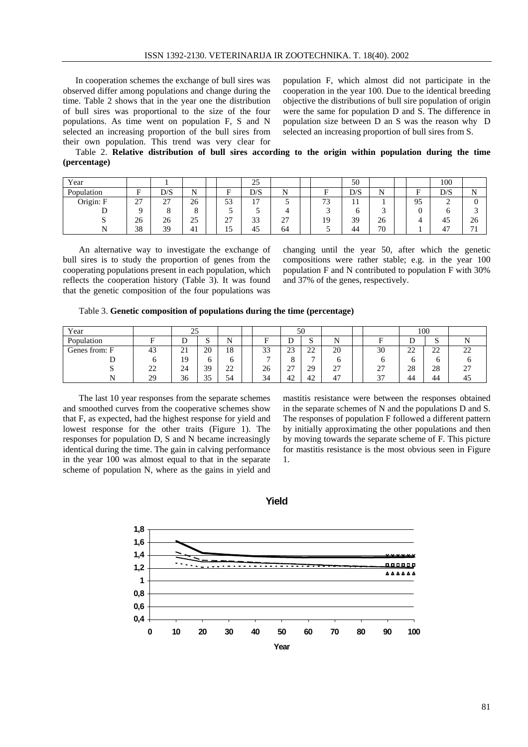In cooperation schemes the exchange of bull sires was observed differ among populations and change during the time. Table 2 shows that in the year one the distribution of bull sires was proportional to the size of the four populations. As time went on population F, S and N selected an increasing proportion of the bull sires from their own population. This trend was very clear for population F, which almost did not participate in the cooperation in the year 100. Due to the identical breeding objective the distributions of bull sire population of origin were the same for population D and S. The difference in population size between D an S was the reason why D selected an increasing proportion of bull sires from S.

Table 2. **Relative distribution of bull sires according to the origin within population during the time (percentage)**

| Year | | 1 | | 25 | | | 50 | | | 100 | | |
|---|---|---|---|---|---|---|---|---|---|---|---|---|
| Population | F | D/S | N | F | D/S | N | F | D/S | N | F | D/S | N |
| Origin: F | 27 | 27 | 26 | 53 | 17 | 5 | 73 | 11 | 1 | 95 | 2 | 0 |
| D | 9 | 8 | 8 | 5 | 5 | 4 | 3 | 6 | 3 | 0 | 6 | 3 |
| S | 26 | 26 | 25 | 27 | 33 | 27 | 19 | 39 | 26 | 4 | 45 | 26 |
| N | 38 | 39 | 41 | 15 | 45 | 64 | 5 | 44 | 70 | 1 | 47 | 71 |

An alternative way to investigate the exchange of bull sires is to study the proportion of genes from the cooperating populations present in each population, which reflects the cooperation history (Table 3). It was found that the genetic composition of the four populations was changing until the year 50, after which the genetic compositions were rather stable; e.g. in the year 100 population F and N contributed to population F with 30% and 37% of the genes, respectively.

Table 3. **Genetic composition of populations during the time (percentage)**

| Year | | 25 | | | | 50 | | | | 100 | | |
|---|---|---|---|---|---|---|---|---|---|---|---|---|
| Population | F | D | S | N | F | D | S | N | F | D | S | N |
| Genes from: F | 43 | 21 | 20 | 18 | 33 | 23 | 22 | 20 | 30 | 22 | 22 | 22 |
| D | 6 | 19 | 6 | 6 | 7 | 8 | 7 | 6 | 6 | 6 | 6 | 6 |
| S | 22 | 24 | 39 | 22 | 26 | 27 | 29 | 27 | 27 | 28 | 28 | 27 |
| N | 29 | 36 | 35 | 54 | 34 | 42 | 42 | 47 | 37 | 44 | 44 | 45 |

The last 10 year responses from the separate schemes and smoothed curves from the cooperative schemes show that F, as expected, had the highest response for yield and lowest response for the other traits (Figure 1). The responses for population D, S and N became increasingly identical during the time. The gain in calving performance in the year 100 was almost equal to that in the separate scheme of population N, where as the gains in yield and mastitis resistance were between the responses obtained in the separate schemes of N and the populations D and S. The responses of population F followed a different pattern by initially approximating the other populations and then by moving towards the separate scheme of F. This picture for mastitis resistance is the most obvious seen in Figure 1.

**Yield**

[Chart: y-axis 0,4 to 1,8; x-axis Year 0 to 100]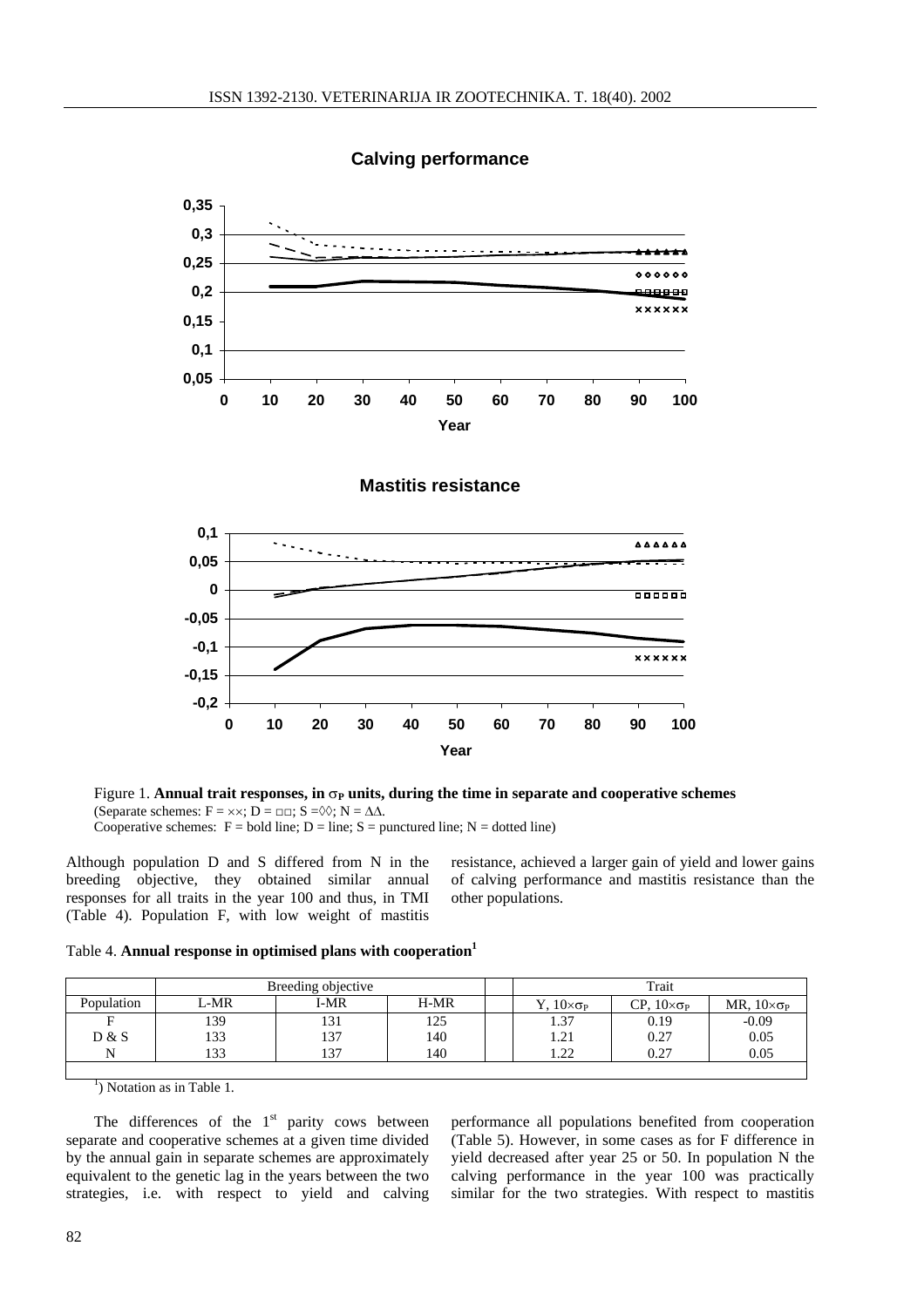Figure 1. **Annual trait responses, in $\sigma_P$ units, during the time in separate and cooperative schemes**
(Separate schemes: F = ××; D = □□; S =◊◊; N = ΔΔ.
Cooperative schemes: F = bold line; D = line; S = punctured line; N = dotted line)

Although population D and S differed from N in the breeding objective, they obtained similar annual responses for all traits in the year 100 and thus, in TMI (Table 4). Population F, with low weight of mastitis resistance, achieved a larger gain of yield and lower gains of calving performance and mastitis resistance than the other populations.

Table 4. **Annual response in optimised plans with cooperation[1]**

| | Breeding objective | | | | Trait | | |
|---|---|---|---|---|---|---|---|
| Population | L-MR | I-MR | H-MR | | Y, $10\times\sigma_P$ | CP, $10\times\sigma_P$ | MR, $10\times\sigma_P$ |
| F | 139 | 131 | 125 | | 1.37 | 0.19 | -0.09 |
| D & S | 133 | 137 | 140 | | 1.21 | 0.27 | 0.05 |
| N | 133 | 137 | 140 | | 1.22 | 0.27 | 0.05 |

[1]) Notation as in Table 1.

The differences of the 1st parity cows between separate and cooperative schemes at a given time divided by the annual gain in separate schemes are approximately equivalent to the genetic lag in the years between the two strategies, i.e. with respect to yield and calving performance all populations benefited from cooperation (Table 5). However, in some cases as for F difference in yield decreased after year 25 or 50. In population N the calving performance in the year 100 was practically similar for the two strategies. With respect to mastitis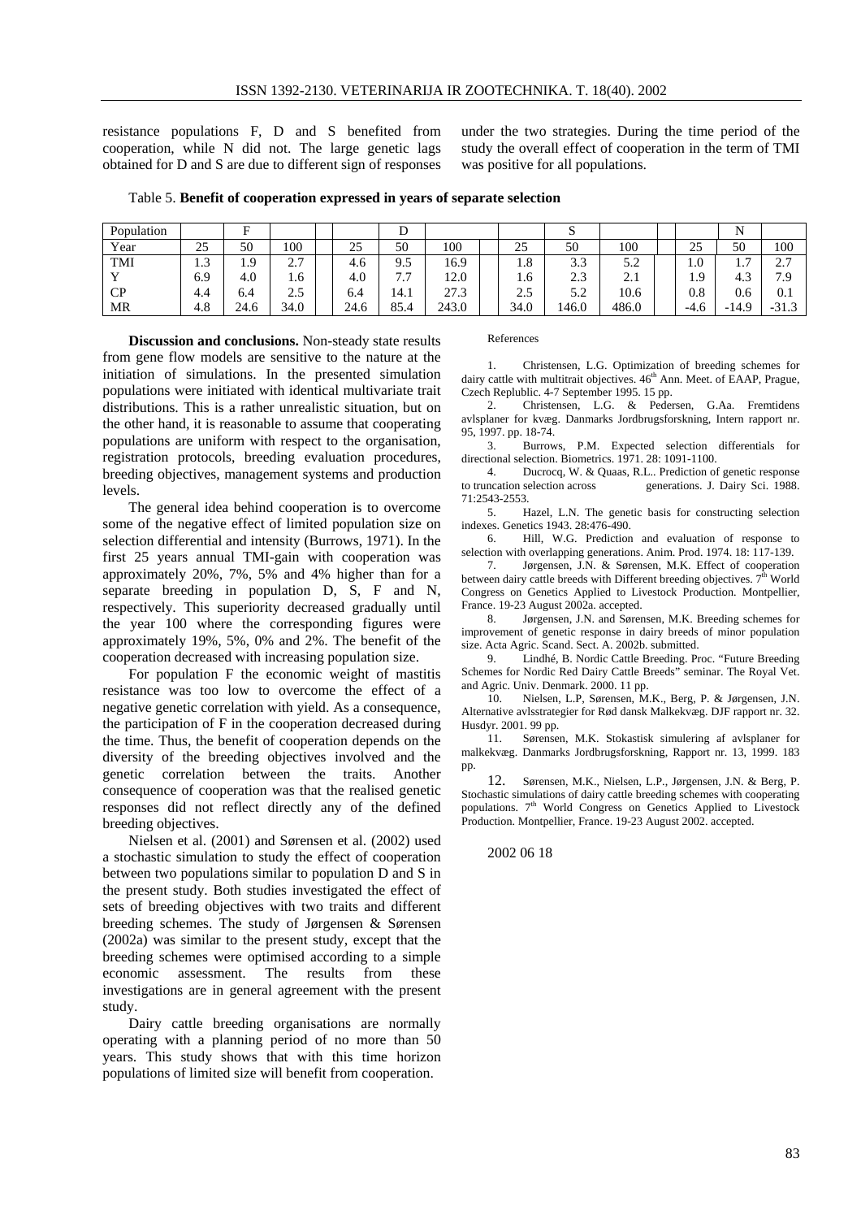resistance populations F, D and S benefited from cooperation, while N did not. The large genetic lags obtained for D and S are due to different sign of responses under the two strategies. During the time period of the study the overall effect of cooperation in the term of TMI was positive for all populations.

Table 5. **Benefit of cooperation expressed in years of separate selection**

| Population | | F | | | D | | | S | | | N | |
|---|---|---|---|---|---|---|---|---|---|---|---|---|
| Year | 25 | 50 | 100 | 25 | 50 | 100 | 25 | 50 | 100 | 25 | 50 | 100 |
| TMI | 1.3 | 1.9 | 2.7 | 4.6 | 9.5 | 16.9 | 1.8 | 3.3 | 5.2 | 1.0 | 1.7 | 2.7 |
| Y | 6.9 | 4.0 | 1.6 | 4.0 | 7.7 | 12.0 | 1.6 | 2.3 | 2.1 | 1.9 | 4.3 | 7.9 |
| CP | 4.4 | 6.4 | 2.5 | 6.4 | 14.1 | 27.3 | 2.5 | 5.2 | 10.6 | 0.8 | 0.6 | 0.1 |
| MR | 4.8 | 24.6 | 34.0 | 24.6 | 85.4 | 243.0 | 34.0 | 146.0 | 486.0 | -4.6 | -14.9 | -31.3 |

**Discussion and conclusions.** Non-steady state results from gene flow models are sensitive to the nature at the initiation of simulations. In the presented simulation populations were initiated with identical multivariate trait distributions. This is a rather unrealistic situation, but on the other hand, it is reasonable to assume that cooperating populations are uniform with respect to the organisation, registration protocols, breeding evaluation procedures, breeding objectives, management systems and production levels.

The general idea behind cooperation is to overcome some of the negative effect of limited population size on selection differential and intensity (Burrows, 1971). In the first 25 years annual TMI-gain with cooperation was approximately 20%, 7%, 5% and 4% higher than for a separate breeding in population D, S, F and N, respectively. This superiority decreased gradually until the year 100 where the corresponding figures were approximately 19%, 5%, 0% and 2%. The benefit of the cooperation decreased with increasing population size.

For population F the economic weight of mastitis resistance was too low to overcome the effect of a negative genetic correlation with yield. As a consequence, the participation of F in the cooperation decreased during the time. Thus, the benefit of cooperation depends on the diversity of the breeding objectives involved and the genetic correlation between the traits. Another consequence of cooperation was that the realised genetic responses did not reflect directly any of the defined breeding objectives.

Nielsen et al. (2001) and Sørensen et al. (2002) used a stochastic simulation to study the effect of cooperation between two populations similar to population D and S in the present study. Both studies investigated the effect of sets of breeding objectives with two traits and different breeding schemes. The study of Jørgensen & Sørensen (2002a) was similar to the present study, except that the breeding schemes were optimised according to a simple economic assessment. The results from these investigations are in general agreement with the present study.

Dairy cattle breeding organisations are normally operating with a planning period of no more than 50 years. This study shows that with this time horizon populations of limited size will benefit from cooperation.

References

1. Christensen, L.G. Optimization of breeding schemes for dairy cattle with multitrait objectives. 46th Ann. Meet. of EAAP, Prague, Czech Replublic. 4-7 September 1995. 15 pp.
2. Christensen, L.G. & Pedersen, G.Aa. Fremtidens avlsplaner for kvæg. Danmarks Jordbrugsforskning, Intern rapport nr. 95, 1997. pp. 18-74.
3. Burrows, P.M. Expected selection differentials for directional selection. Biometrics. 1971. 28: 1091-1100.
4. Ducrocq, W. & Quaas, R.L.. Prediction of genetic response to truncation selection across generations. J. Dairy Sci. 1988. 71:2543-2553.
5. Hazel, L.N. The genetic basis for constructing selection indexes. Genetics 1943. 28:476-490.
6. Hill, W.G. Prediction and evaluation of response to selection with overlapping generations. Anim. Prod. 1974. 18: 117-139.
7. Jørgensen, J.N. & Sørensen, M.K. Effect of cooperation between dairy cattle breeds with Different breeding objectives. 7th World Congress on Genetics Applied to Livestock Production. Montpellier, France. 19-23 August 2002a. accepted.
8. Jørgensen, J.N. and Sørensen, M.K. Breeding schemes for improvement of genetic response in dairy breeds of minor population size. Acta Agric. Scand. Sect. A. 2002b. submitted.
9. Lindhé, B. Nordic Cattle Breeding. Proc. "Future Breeding Schemes for Nordic Red Dairy Cattle Breeds" seminar. The Royal Vet. and Agric. Univ. Denmark. 2000. 11 pp.
10. Nielsen, L.P, Sørensen, M.K., Berg, P. & Jørgensen, J.N. Alternative avlsstrategier for Rød dansk Malkekvæg. DJF rapport nr. 32. Husdyr. 2001. 99 pp.
11. Sørensen, M.K. Stokastisk simulering af avlsplaner for malkekvæg. Danmarks Jordbrugsforskning, Rapport nr. 13, 1999. 183 pp.
12. Sørensen, M.K., Nielsen, L.P., Jørgensen, J.N. & Berg, P. Stochastic simulations of dairy cattle breeding schemes with cooperating populations. 7th World Congress on Genetics Applied to Livestock Production. Montpellier, France. 19-23 August 2002. accepted.

2002 06 18